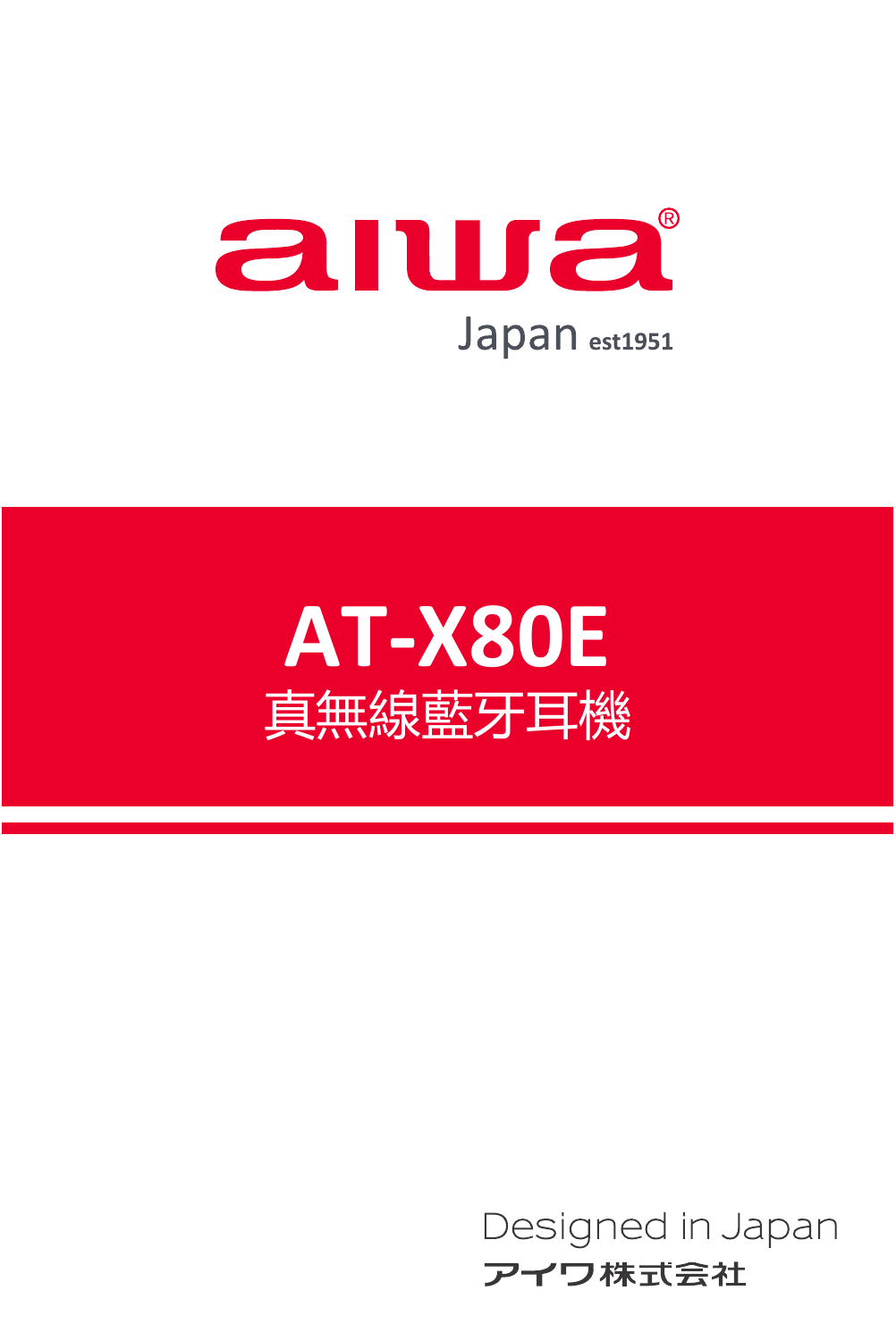aiwa®

Japan est1951

# AT-X80E

## 真無線藍牙耳機

Designed in Japan

アイワ株式会社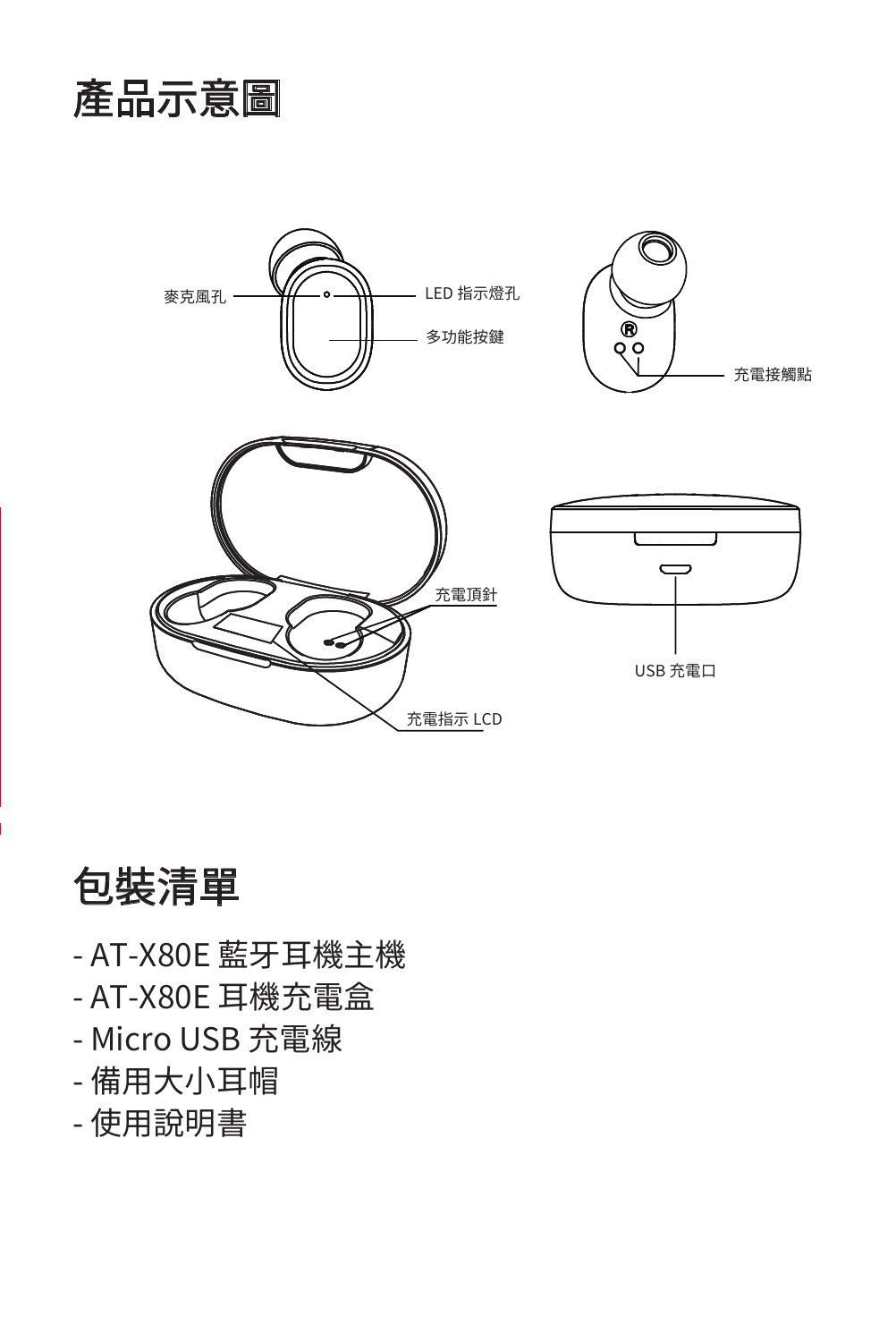# 產品示意圖

麥克風孔

LED 指示燈孔

多功能按鍵

充電接觸點

充電頂針

USB 充電口

充電指示 LCD

# 包裝清單

- AT-X80E 藍牙耳機主機
- AT-X80E 耳機充電盒
- Micro USB 充電線
- 備用大小耳帽
- 使用說明書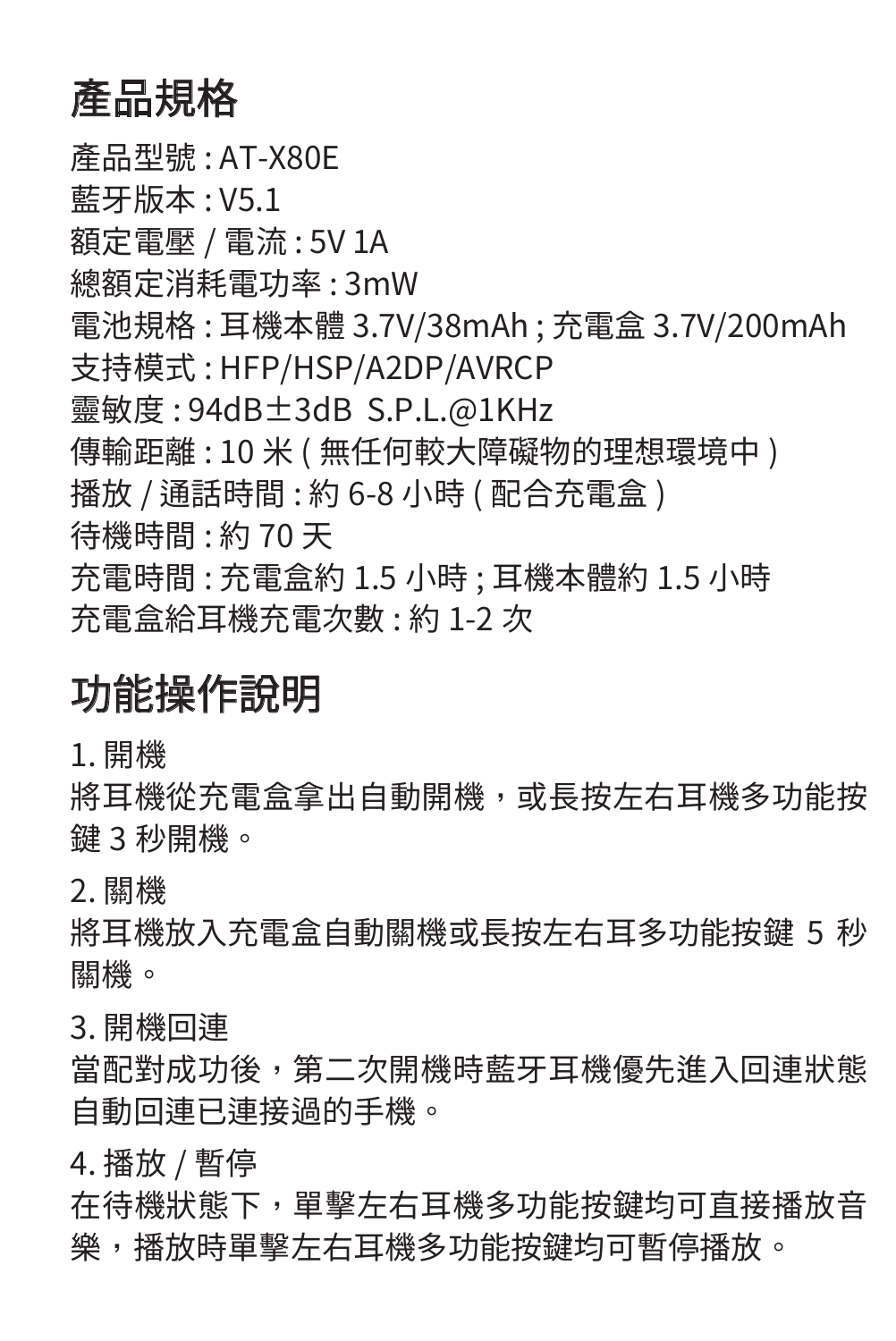# 產品規格

產品型號 : AT-X80E
藍牙版本 : V5.1
額定電壓 / 電流 : 5V 1A
總額定消耗電功率 : 3mW
電池規格 : 耳機本體 3.7V/38mAh ; 充電盒 3.7V/200mAh
支持模式 : HFP/HSP/A2DP/AVRCP
靈敏度 : 94dB±3dB S.P.L.@1KHz
傳輸距離 : 10 米 ( 無任何較大障礙物的理想環境中 )
播放 / 通話時間 : 約 6-8 小時 ( 配合充電盒 )
待機時間 : 約 70 天
充電時間 : 充電盒約 1.5 小時 ; 耳機本體約 1.5 小時
充電盒給耳機充電次數 : 約 1-2 次

# 功能操作說明

1. 開機

將耳機從充電盒拿出自動開機，或長按左右耳機多功能按鍵 3 秒開機。

2. 關機

將耳機放入充電盒自動關機或長按左右耳多功能按鍵 5 秒關機。

3. 開機回連

當配對成功後，第二次開機時藍牙耳機優先進入回連狀態自動回連已連接過的手機。

4. 播放 / 暫停

在待機狀態下，單擊左右耳機多功能按鍵均可直接播放音樂，播放時單擊左右耳機多功能按鍵均可暫停播放。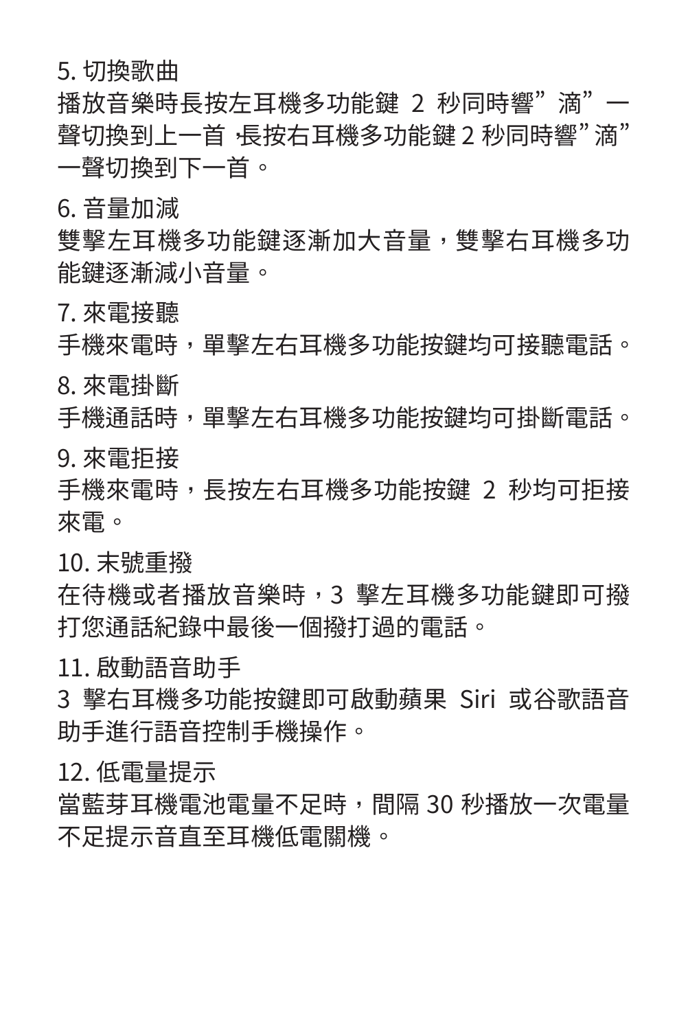5. 切換歌曲

播放音樂時長按左耳機多功能鍵 2 秒同時響”滴”一聲切換到上一首，長按右耳機多功能鍵 2 秒同時響”滴”一聲切換到下一首。

6. 音量加減

雙擊左耳機多功能鍵逐漸加大音量，雙擊右耳機多功能鍵逐漸減小音量。

7. 來電接聽

手機來電時，單擊左右耳機多功能按鍵均可接聽電話。

8. 來電掛斷

手機通話時，單擊左右耳機多功能按鍵均可掛斷電話。

9. 來電拒接

手機來電時，長按左右耳機多功能按鍵 2 秒均可拒接來電。

10. 末號重撥

在待機或者播放音樂時，3 擊左耳機多功能鍵即可撥打您通話紀錄中最後一個撥打過的電話。

11. 啟動語音助手

3 擊右耳機多功能按鍵即可啟動蘋果 Siri 或谷歌語音助手進行語音控制手機操作。

12. 低電量提示

當藍芽耳機電池電量不足時，間隔 30 秒播放一次電量不足提示音直至耳機低電關機。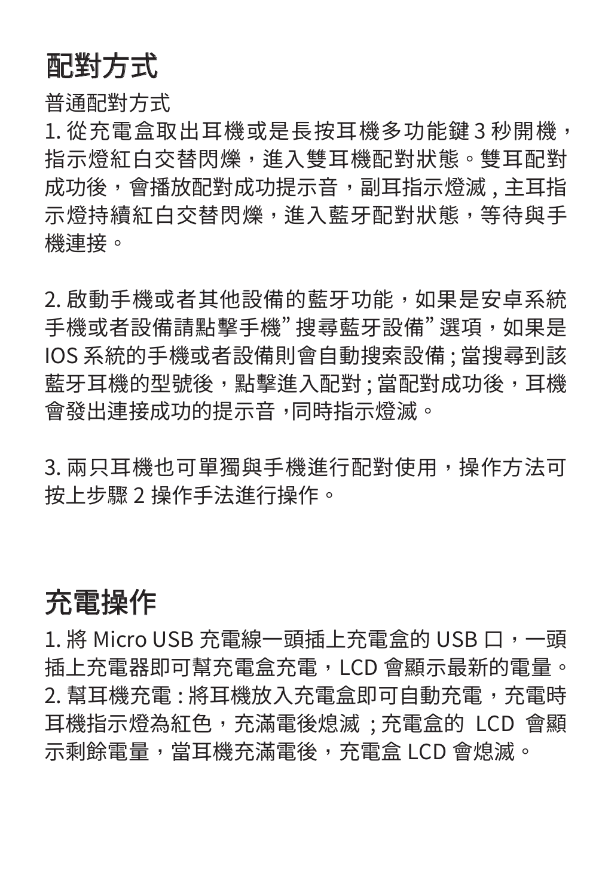## 配對方式

普通配對方式

1. 從充電盒取出耳機或是長按耳機多功能鍵 3 秒開機，指示燈紅白交替閃爍，進入雙耳機配對狀態。雙耳配對成功後，會播放配對成功提示音，副耳指示燈滅 , 主耳指示燈持續紅白交替閃爍，進入藍牙配對狀態，等待與手機連接。

2. 啟動手機或者其他設備的藍牙功能，如果是安卓系統手機或者設備請點擊手機”搜尋藍牙設備”選項，如果是 IOS 系統的手機或者設備則會自動搜索設備 ; 當搜尋到該藍牙耳機的型號後，點擊進入配對 ; 當配對成功後，耳機會發出連接成功的提示音 ,同時指示燈滅。

3. 兩只耳機也可單獨與手機進行配對使用，操作方法可按上步驟 2 操作手法進行操作。

## 充電操作

1. 將 Micro USB 充電線一頭插上充電盒的 USB 口，一頭插上充電器即可幫充電盒充電，LCD 會顯示最新的電量。
2. 幫耳機充電 : 將耳機放入充電盒即可自動充電，充電時耳機指示燈為紅色，充滿電後熄滅 ; 充電盒的 LCD 會顯示剩餘電量，當耳機充滿電後，充電盒 LCD 會熄滅。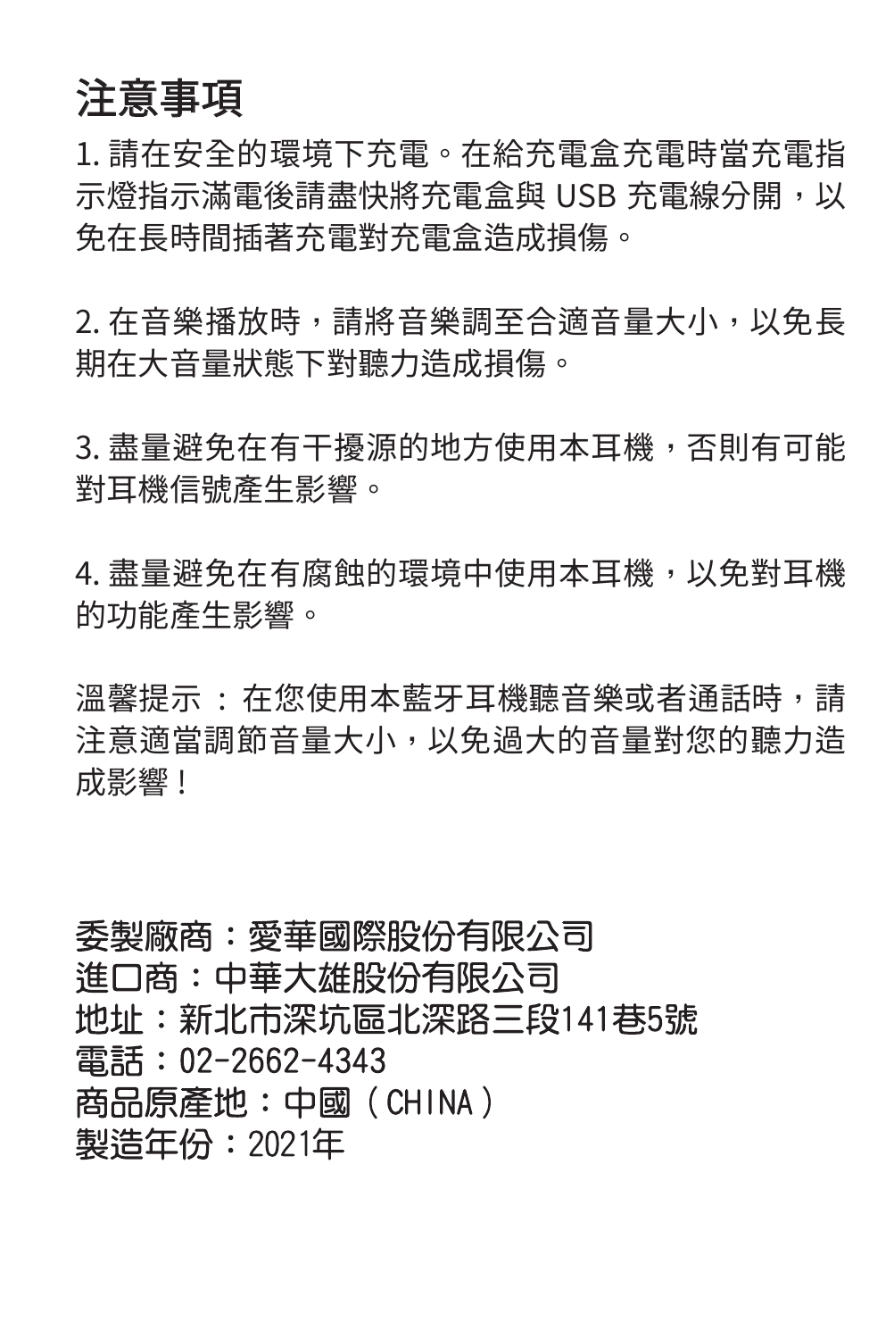# 注意事項

1. 請在安全的環境下充電。在給充電盒充電時當充電指示燈指示滿電後請盡快將充電盒與 USB 充電線分開，以免在長時間插著充電對充電盒造成損傷。

2. 在音樂播放時，請將音樂調至合適音量大小，以免長期在大音量狀態下對聽力造成損傷。

3. 盡量避免在有干擾源的地方使用本耳機，否則有可能對耳機信號產生影響。

4. 盡量避免在有腐蝕的環境中使用本耳機，以免對耳機的功能產生影響。

溫馨提示 ： 在您使用本藍牙耳機聽音樂或者通話時，請注意適當調節音量大小，以免過大的音量對您的聽力造成影響！

委製廠商：愛華國際股份有限公司
進口商：中華大雄股份有限公司
地址：新北市深坑區北深路三段141巷5號
電話：02-2662-4343
商品原產地：中國（CHINA）
製造年份：2021年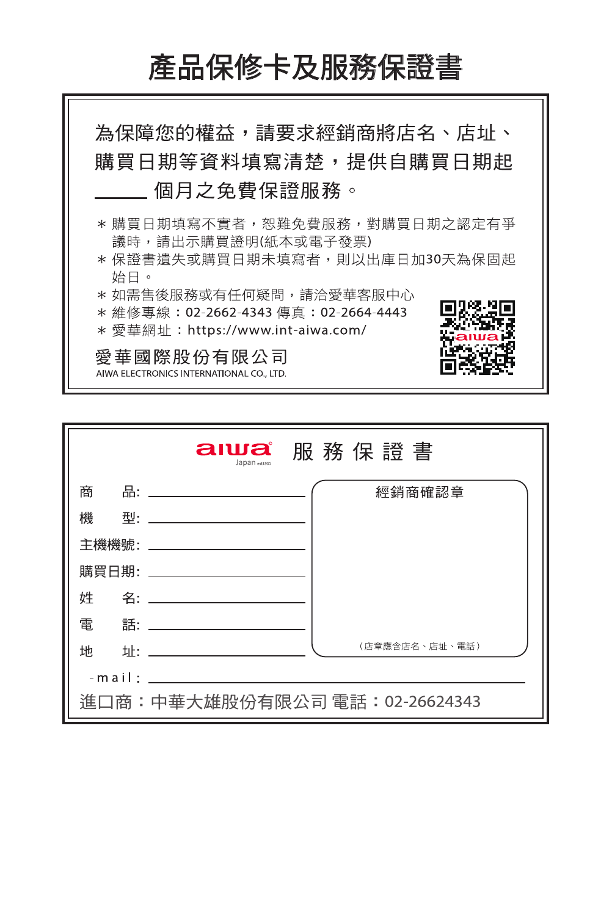# 產品保修卡及服務保證書

為保障您的權益，請要求經銷商將店名、店址、購買日期等資料填寫清楚，提供自購買日期起 ______ 個月之免費保證服務。

* 購買日期填寫不實者，恕難免費服務，對購買日期之認定有爭議時，請出示購買證明(紙本或電子發票)
* 保證書遺失或購買日期未填寫者，則以出庫日加30天為保固起始日。
* 如需售後服務或有任何疑問，請洽愛華客服中心
* 維修專線：02-2662-4343 傳真：02-2664-4443
* 愛華網址：https://www.int-aiwa.com/

愛華國際股份有限公司
AIWA ELECTRONICS INTERNATIONAL CO., LTD.

---

## aiwa 服務保證書

Japan est1951

商　品: ______________________

機　型: ______________________

主機機號: ______________________

購買日期: ______________________

姓　名: ______________________

電　話: ______________________

地　址: ______________________

經銷商確認章

（店章應含店名、店址、電話）

-mail: ______________________________________________

進口商：中華大雄股份有限公司 電話：02-26624343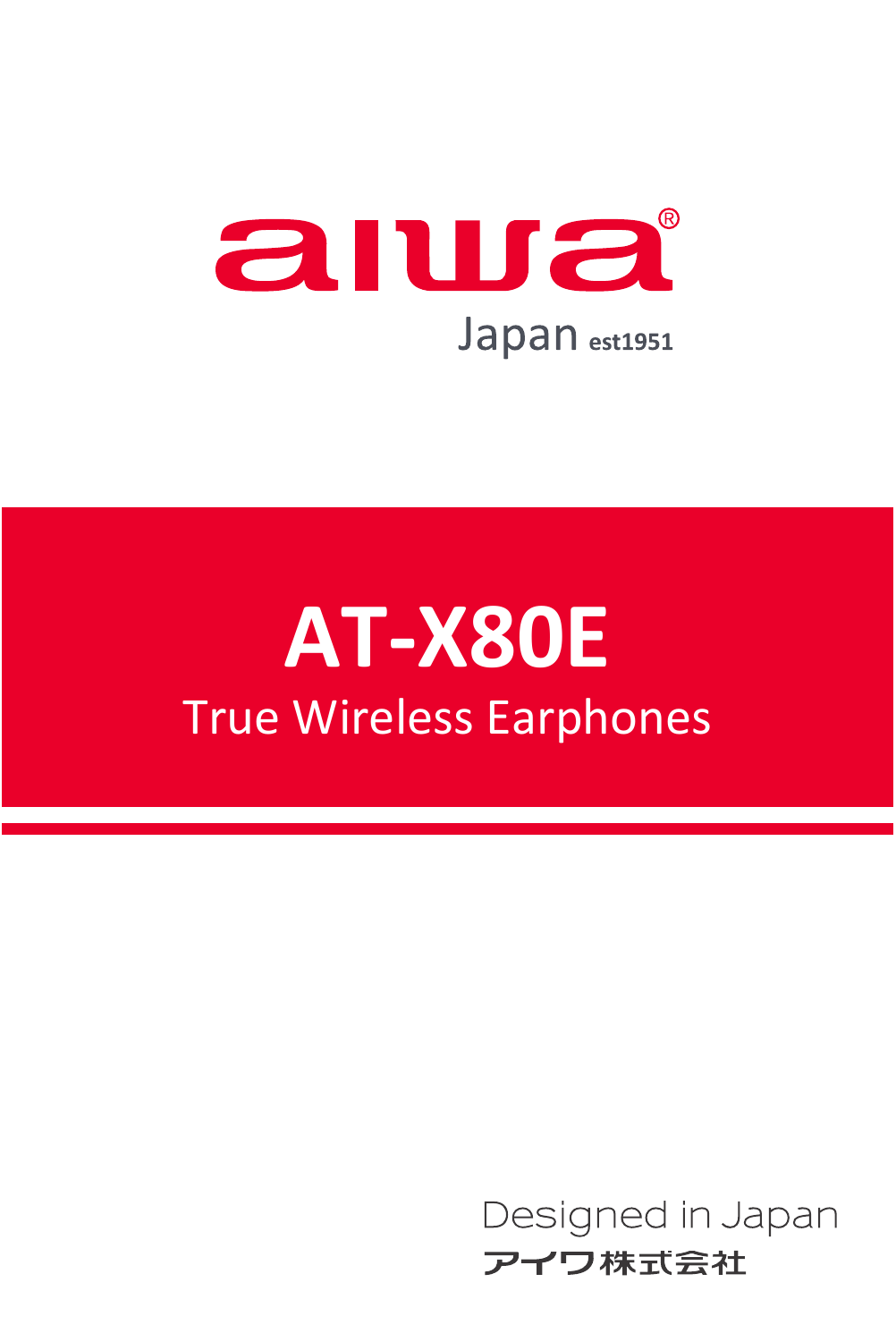aiwa®

Japan est1951

# AT-X80E

## True Wireless Earphones

Designed in Japan

アイワ株式会社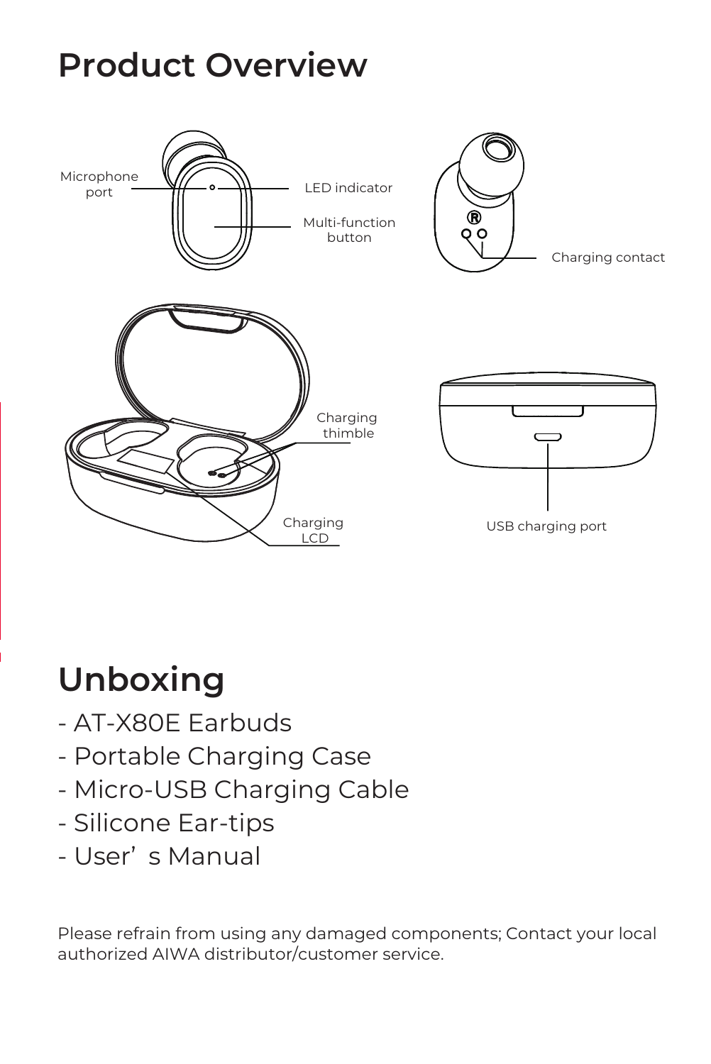# Product Overview

Microphone port

LED indicator

Multi-function button

Charging contact

Charging thimble

Charging LCD

USB charging port

# Unboxing

- AT-X80E Earbuds
- Portable Charging Case
- Micro-USB Charging Cable
- Silicone Ear-tips
- User's Manual

Please refrain from using any damaged components; Contact your local authorized AIWA distributor/customer service.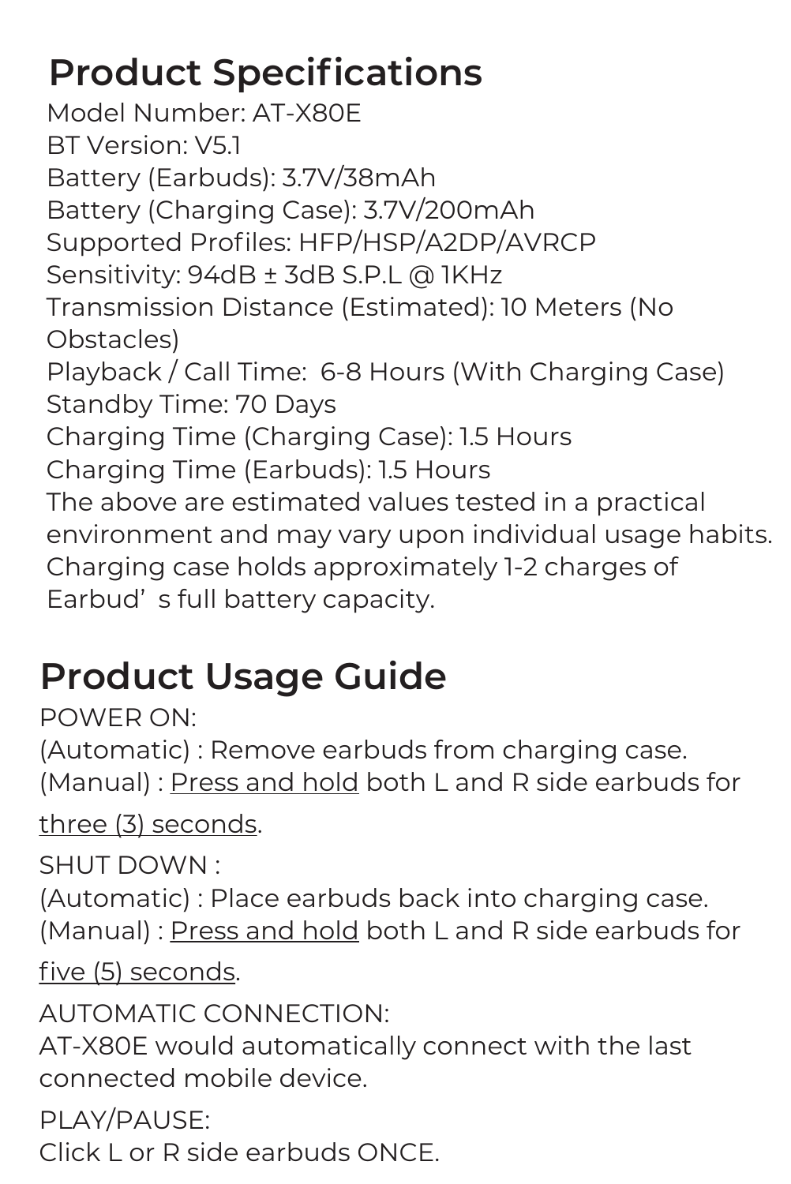## Product Specifications

Model Number: AT-X80E
BT Version: V5.1
Battery (Earbuds): 3.7V/38mAh
Battery (Charging Case): 3.7V/200mAh
Supported Profiles: HFP/HSP/A2DP/AVRCP
Sensitivity: 94dB ± 3dB S.P.L @ 1KHz
Transmission Distance (Estimated): 10 Meters (No Obstacles)
Playback / Call Time: 6-8 Hours (With Charging Case)
Standby Time: 70 Days
Charging Time (Charging Case): 1.5 Hours
Charging Time (Earbuds): 1.5 Hours
The above are estimated values tested in a practical environment and may vary upon individual usage habits.
Charging case holds approximately 1-2 charges of Earbud’ s full battery capacity.

## Product Usage Guide

POWER ON:
(Automatic) : Remove earbuds from charging case.
(Manual) : <u>Press and hold</u> both L and R side earbuds for <u>three (3) seconds</u>.

SHUT DOWN :
(Automatic) : Place earbuds back into charging case.
(Manual) : <u>Press and hold</u> both L and R side earbuds for <u>five (5) seconds</u>.

AUTOMATIC CONNECTION:
AT-X80E would automatically connect with the last connected mobile device.

PLAY/PAUSE:
Click L or R side earbuds ONCE.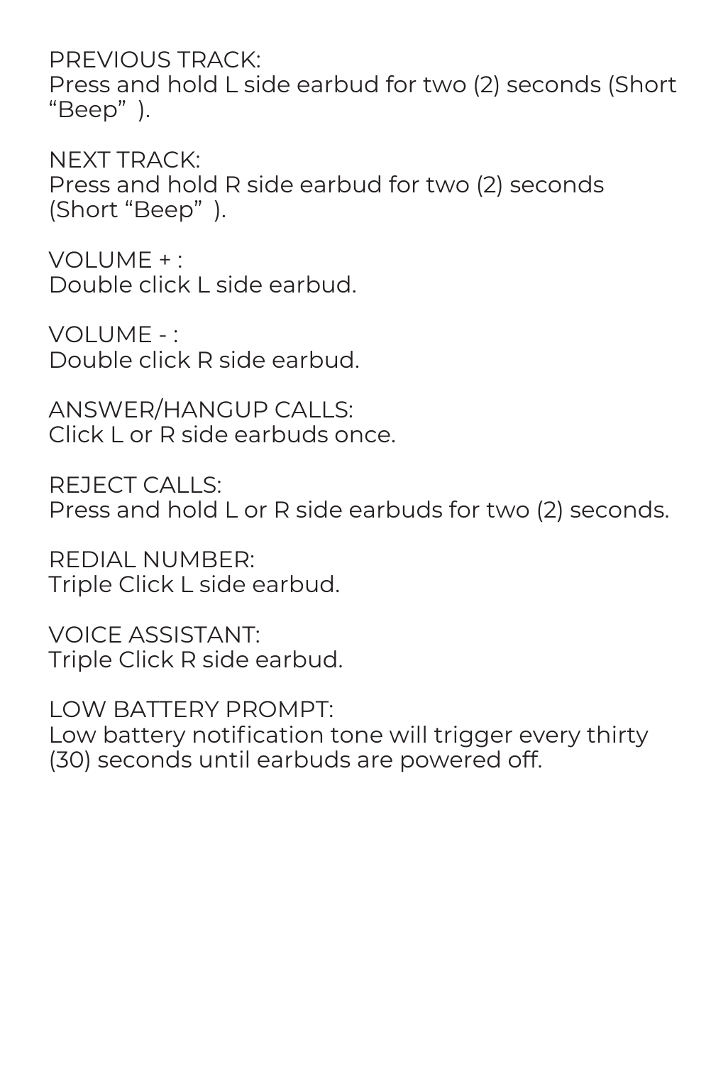PREVIOUS TRACK:
Press and hold L side earbud for two (2) seconds (Short "Beep" ).

NEXT TRACK:
Press and hold R side earbud for two (2) seconds (Short "Beep" ).

VOLUME + :
Double click L side earbud.

VOLUME - :
Double click R side earbud.

ANSWER/HANGUP CALLS:
Click L or R side earbuds once.

REJECT CALLS:
Press and hold L or R side earbuds for two (2) seconds.

REDIAL NUMBER:
Triple Click L side earbud.

VOICE ASSISTANT:
Triple Click R side earbud.

LOW BATTERY PROMPT:
Low battery notification tone will trigger every thirty (30) seconds until earbuds are powered off.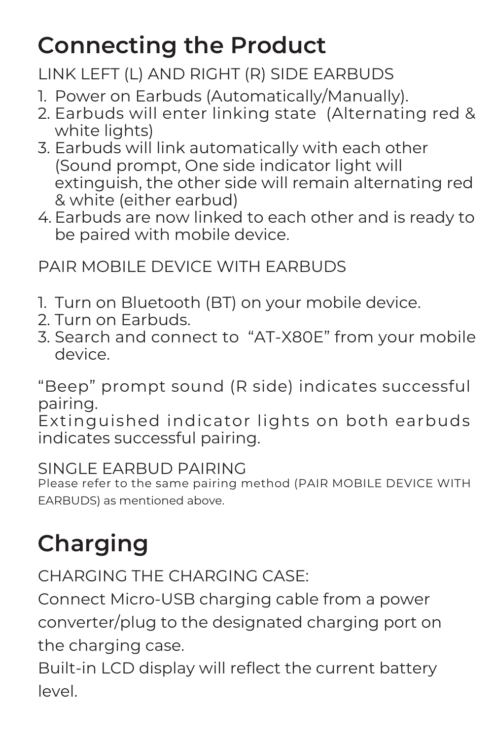# Connecting the Product

LINK LEFT (L) AND RIGHT (R) SIDE EARBUDS

1. Power on Earbuds (Automatically/Manually).
2. Earbuds will enter linking state (Alternating red & white lights)
3. Earbuds will link automatically with each other (Sound prompt, One side indicator light will extinguish, the other side will remain alternating red & white (either earbud)
4. Earbuds are now linked to each other and is ready to be paired with mobile device.

PAIR MOBILE DEVICE WITH EARBUDS

1. Turn on Bluetooth (BT) on your mobile device.
2. Turn on Earbuds.
3. Search and connect to "AT-X80E" from your mobile device.

"Beep" prompt sound (R side) indicates successful pairing.
Extinguished indicator lights on both earbuds indicates successful pairing.

SINGLE EARBUD PAIRING
Please refer to the same pairing method (PAIR MOBILE DEVICE WITH EARBUDS) as mentioned above.

# Charging

CHARGING THE CHARGING CASE:

Connect Micro-USB charging cable from a power converter/plug to the designated charging port on the charging case.

Built-in LCD display will reflect the current battery level.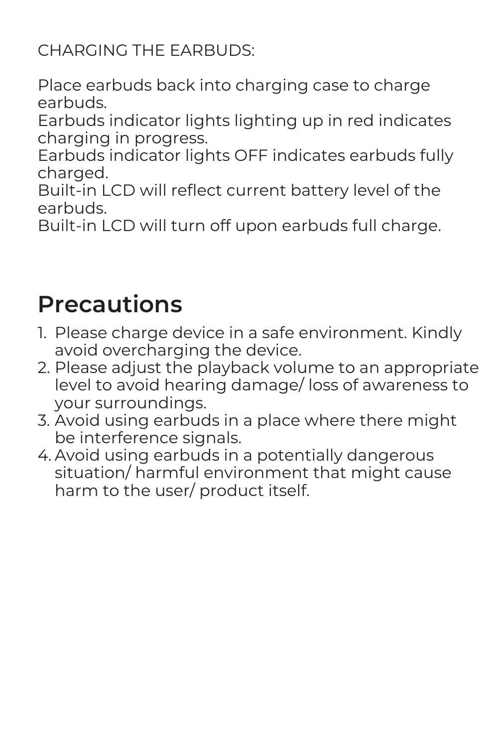CHARGING THE EARBUDS:

Place earbuds back into charging case to charge earbuds.
Earbuds indicator lights lighting up in red indicates charging in progress.
Earbuds indicator lights OFF indicates earbuds fully charged.
Built-in LCD will reflect current battery level of the earbuds.
Built-in LCD will turn off upon earbuds full charge.

# Precautions

1. Please charge device in a safe environment. Kindly avoid overcharging the device.
2. Please adjust the playback volume to an appropriate level to avoid hearing damage/ loss of awareness to your surroundings.
3. Avoid using earbuds in a place where there might be interference signals.
4. Avoid using earbuds in a potentially dangerous situation/ harmful environment that might cause harm to the user/ product itself.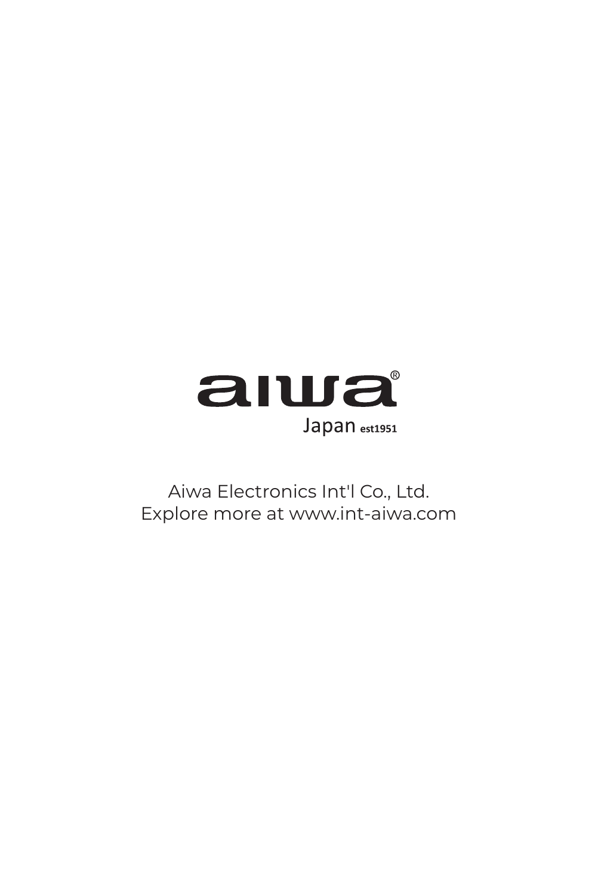aiwa®

Japan est1951

Aiwa Electronics Int'l Co., Ltd.
Explore more at www.int-aiwa.com